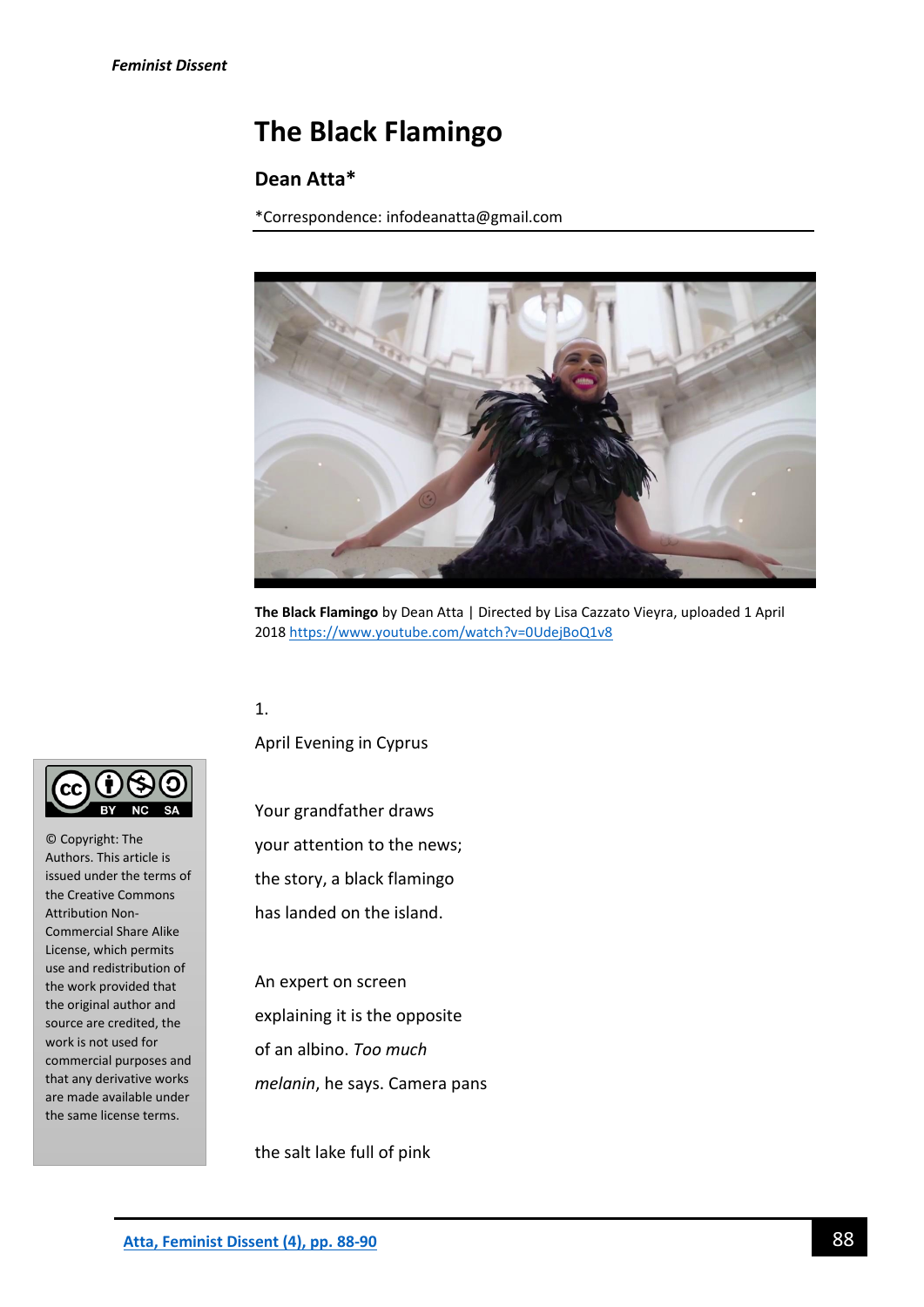# The Black Flamingo

## Dean Atta*

*Correspondence: infodeanatta@gmail.com

**The Black Flamingo** by Dean Atta | Directed by Lisa Cazzato Vieyra, uploaded 1 April 2018 https://www.youtube.com/watch?v=0UdejBoQ1v8

1.

April Evening in Cyprus

Your grandfather draws
your attention to the news;
the story, a black flamingo
has landed on the island.

An expert on screen
explaining it is the opposite
of an albino. *Too much
melanin*, he says. Camera pans

the salt lake full of pink

© Copyright: The Authors. This article is issued under the terms of the Creative Commons Attribution Non-Commercial Share Alike License, which permits use and redistribution of the work provided that the original author and source are credited, the work is not used for commercial purposes and that any derivative works are made available under the same license terms.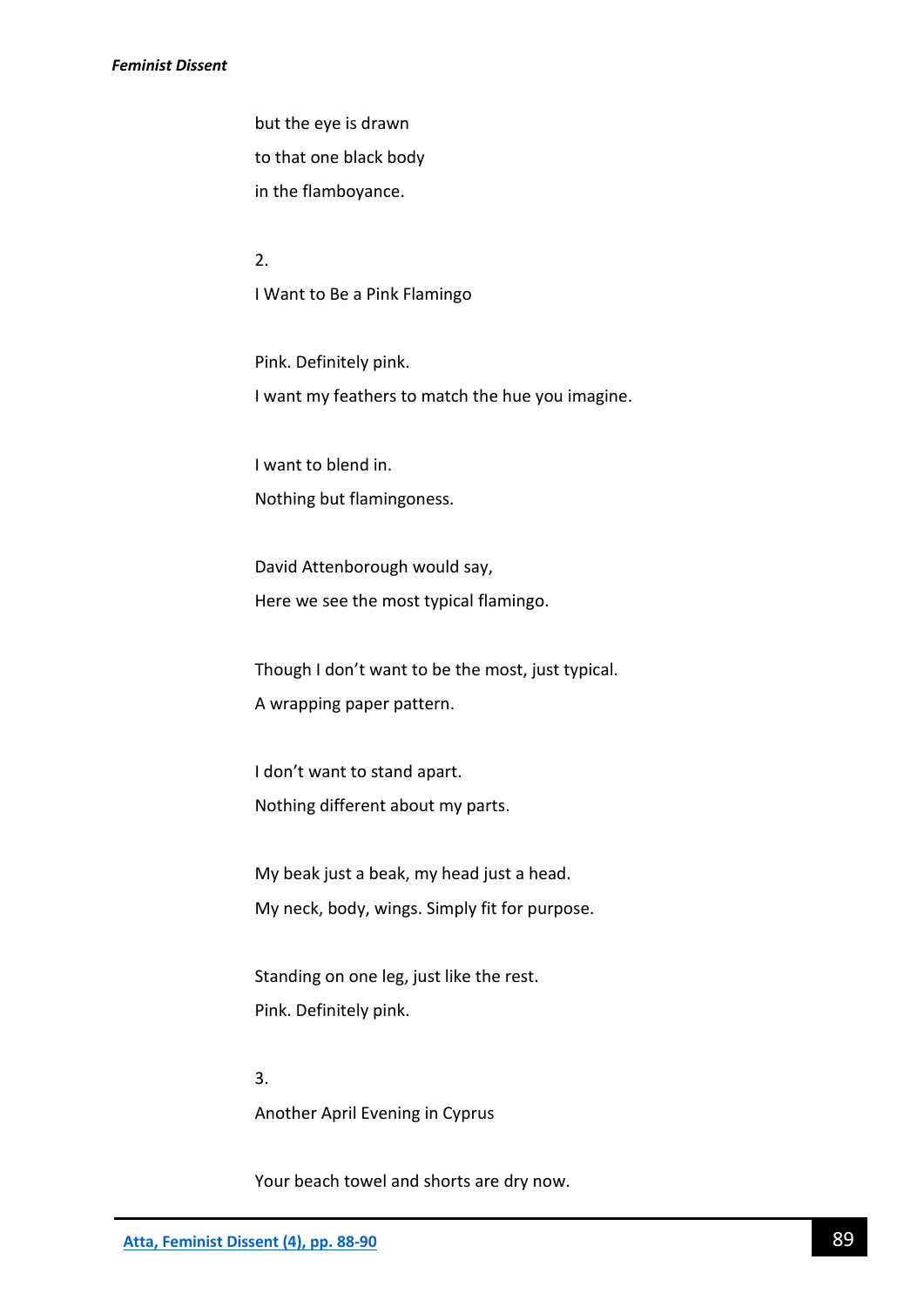but the eye is drawn  
to that one black body  
in the flamboyance.

2.

I Want to Be a Pink Flamingo

Pink. Definitely pink.  
I want my feathers to match the hue you imagine.

I want to blend in.  
Nothing but flamingoness.

David Attenborough would say,  
Here we see the most typical flamingo.

Though I don't want to be the most, just typical.  
A wrapping paper pattern.

I don't want to stand apart.  
Nothing different about my parts.

My beak just a beak, my head just a head.  
My neck, body, wings. Simply fit for purpose.

Standing on one leg, just like the rest.  
Pink. Definitely pink.

3.

Another April Evening in Cyprus

Your beach towel and shorts are dry now.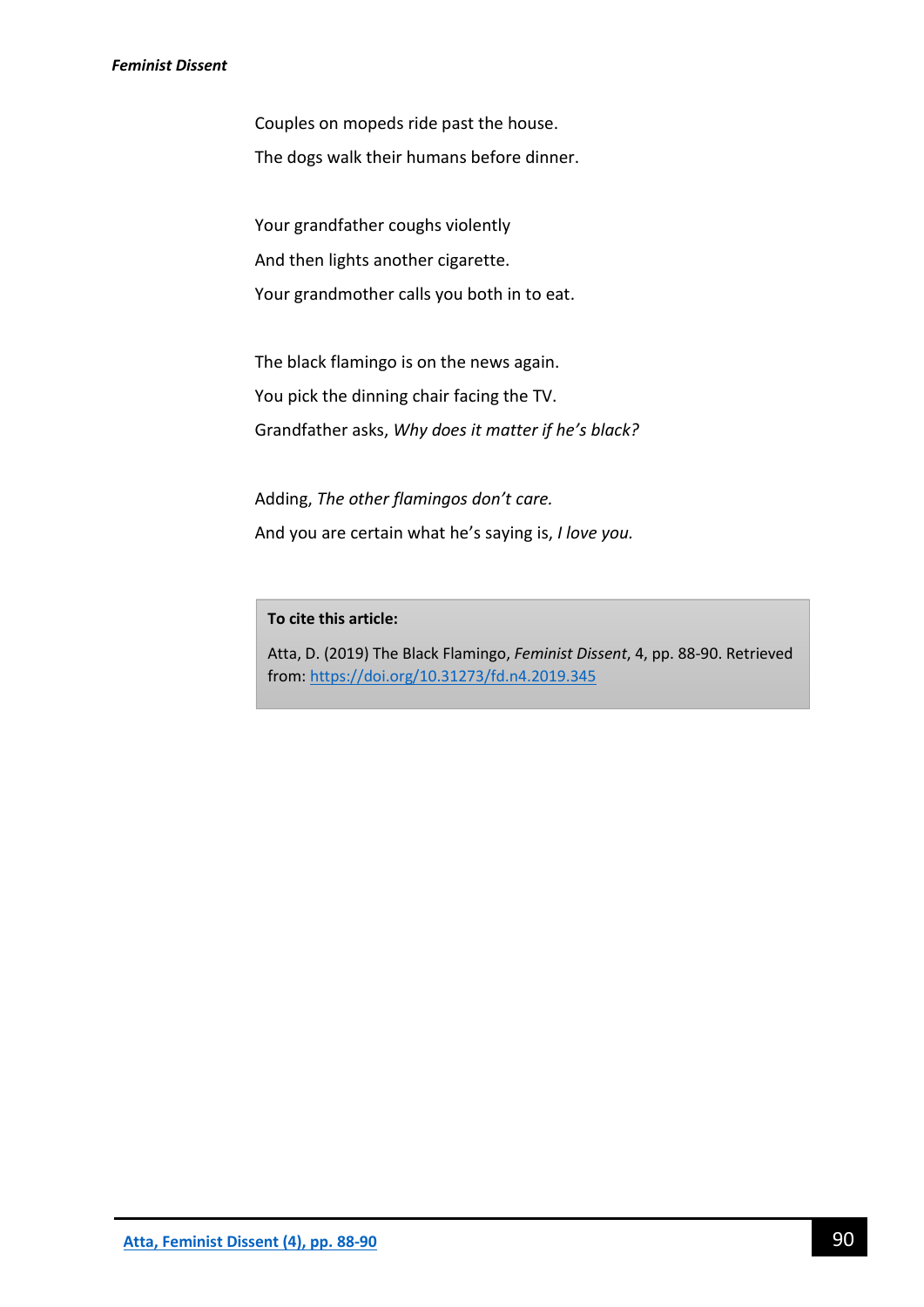Couples on mopeds ride past the house.

The dogs walk their humans before dinner.

Your grandfather coughs violently

And then lights another cigarette.

Your grandmother calls you both in to eat.

The black flamingo is on the news again.

You pick the dinning chair facing the TV.

Grandfather asks, *Why does it matter if he's black?*

Adding, *The other flamingos don't care.*

And you are certain what he's saying is, *I love you.*

**To cite this article:**

Atta, D. (2019) The Black Flamingo, *Feminist Dissent*, 4, pp. 88-90. Retrieved from: https://doi.org/10.31273/fd.n4.2019.345